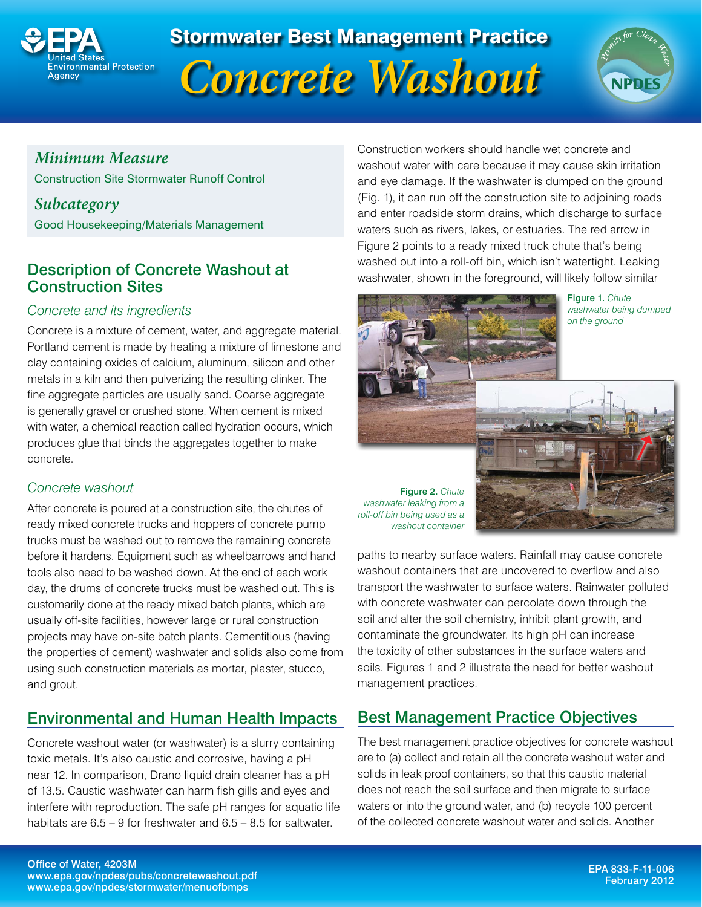# Stormwater Best Management Practice

# Concrete Washout

### Minimum Measure

Construction Site Stormwater Runoff Control

### Subcategory

Good Housekeeping/Materials Management

## Description of Concrete Washout at Construction Sites

### Concrete and its ingredients

Concrete is a mixture of cement, water, and aggregate material. Portland cement is made by heating a mixture of limestone and clay containing oxides of calcium, aluminum, silicon and other metals in a kiln and then pulverizing the resulting clinker. The fine aggregate particles are usually sand. Coarse aggregate is generally gravel or crushed stone. When cement is mixed with water, a chemical reaction called hydration occurs, which produces glue that binds the aggregates together to make concrete.

### Concrete washout

After concrete is poured at a construction site, the chutes of ready mixed concrete trucks and hoppers of concrete pump trucks must be washed out to remove the remaining concrete before it hardens. Equipment such as wheelbarrows and hand tools also need to be washed down. At the end of each work day, the drums of concrete trucks must be washed out. This is customarily done at the ready mixed batch plants, which are usually off-site facilities, however large or rural construction projects may have on-site batch plants. Cementitious (having the properties of cement) washwater and solids also come from using such construction materials as mortar, plaster, stucco, and grout.

## Environmental and Human Health Impacts

Concrete washout water (or washwater) is a slurry containing toxic metals. It's also caustic and corrosive, having a pH near 12. In comparison, Drano liquid drain cleaner has a pH of 13.5. Caustic washwater can harm fish gills and eyes and interfere with reproduction. The safe pH ranges for aquatic life habitats are 6.5 – 9 for freshwater and 6.5 – 8.5 for saltwater.

Construction workers should handle wet concrete and washout water with care because it may cause skin irritation and eye damage. If the washwater is dumped on the ground (Fig. 1), it can run off the construction site to adjoining roads and enter roadside storm drains, which discharge to surface waters such as rivers, lakes, or estuaries. The red arrow in Figure 2 points to a ready mixed truck chute that's being washed out into a roll-off bin, which isn't watertight. Leaking washwater, shown in the foreground, will likely follow similar paths to nearby surface waters. Rainfall may cause concrete washout containers that are uncovered to overflow and also transport the washwater to surface waters. Rainwater polluted with concrete washwater can percolate down through the soil and alter the soil chemistry, inhibit plant growth, and contaminate the groundwater. Its high pH can increase the toxicity of other substances in the surface waters and soils. Figures 1 and 2 illustrate the need for better washout management practices.

**Figure 1.** *Chute washwater being dumped on the ground*

**Figure 2.** *Chute washwater leaking from a roll-off bin being used as a washout container*

## Best Management Practice Objectives

The best management practice objectives for concrete washout are to (a) collect and retain all the concrete washout water and solids in leak proof containers, so that this caustic material does not reach the soil surface and then migrate to surface waters or into the ground water, and (b) recycle 100 percent of the collected concrete washout water and solids. Another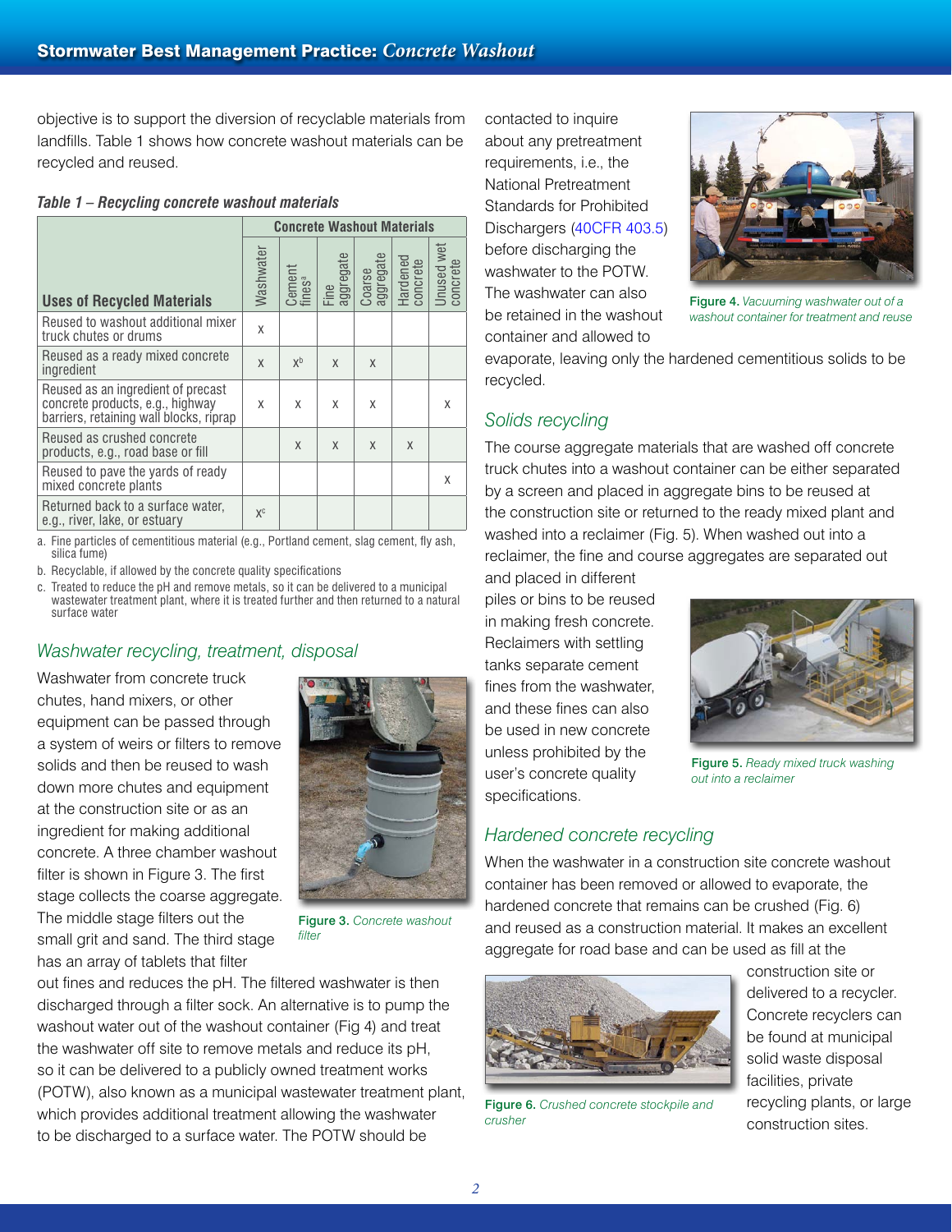objective is to support the diversion of recyclable materials from landfills. Table 1 shows how concrete washout materials can be recycled and reused.

*Table 1 – Recycling concrete washout materials*

| Uses of Recycled Materials | Concrete Washout Materials | | | | | |
|---|---|---|---|---|---|---|
| | Washwater | Cement fines[a] | Fine aggregate | Coarse aggregate | Hardened concrete | Unused wet concrete |
| Reused to washout additional mixer truck chutes or drums | x | | | | | |
| Reused as a ready mixed concrete ingredient | x | x[b] | x | x | | |
| Reused as an ingredient of precast concrete products, e.g., highway barriers, retaining wall blocks, riprap | x | x | x | x | | x |
| Reused as crushed concrete products, e.g., road base or fill | | x | x | x | x | |
| Reused to pave the yards of ready mixed concrete plants | | | | | | x |
| Returned back to a surface water, e.g., river, lake, or estuary | x[c] | | | | | |

a. Fine particles of cementitious material (e.g., Portland cement, slag cement, fly ash, silica fume)

b. Recyclable, if allowed by the concrete quality specifications

c. Treated to reduce the pH and remove metals, so it can be delivered to a municipal wastewater treatment plant, where it is treated further and then returned to a natural surface water

## *Washwater recycling, treatment, disposal*

Washwater from concrete truck chutes, hand mixers, or other equipment can be passed through a system of weirs or filters to remove solids and then be reused to wash down more chutes and equipment at the construction site or as an ingredient for making additional concrete. A three chamber washout filter is shown in Figure 3. The first stage collects the coarse aggregate. The middle stage filters out the small grit and sand. The third stage has an array of tablets that filter out fines and reduces the pH. The filtered washwater is then discharged through a filter sock. An alternative is to pump the washout water out of the washout container (Fig 4) and treat the washwater off site to remove metals and reduce its pH, so it can be delivered to a publicly owned treatment works (POTW), also known as a municipal wastewater treatment plant, which provides additional treatment allowing the washwater to be discharged to a surface water. The POTW should be contacted to inquire about any pretreatment requirements, i.e., the National Pretreatment Standards for Prohibited Dischargers (40CFR 403.5) before discharging the washwater to the POTW. The washwater can also be retained in the washout container and allowed to evaporate, leaving only the hardened cementitious solids to be recycled.

**Figure 3.** *Concrete washout filter*

**Figure 4.** *Vacuuming washwater out of a washout container for treatment and reuse*

## *Solids recycling*

The course aggregate materials that are washed off concrete truck chutes into a washout container can be either separated by a screen and placed in aggregate bins to be reused at the construction site or returned to the ready mixed plant and washed into a reclaimer (Fig. 5). When washed out into a reclaimer, the fine and course aggregates are separated out and placed in different piles or bins to be reused in making fresh concrete. Reclaimers with settling tanks separate cement fines from the washwater, and these fines can also be used in new concrete unless prohibited by the user's concrete quality specifications.

**Figure 5.** *Ready mixed truck washing out into a reclaimer*

## *Hardened concrete recycling*

When the washwater in a construction site concrete washout container has been removed or allowed to evaporate, the hardened concrete that remains can be crushed (Fig. 6) and reused as a construction material. It makes an excellent aggregate for road base and can be used as fill at the construction site or delivered to a recycler. Concrete recyclers can be found at municipal solid waste disposal facilities, private recycling plants, or large construction sites.

**Figure 6.** *Crushed concrete stockpile and crusher*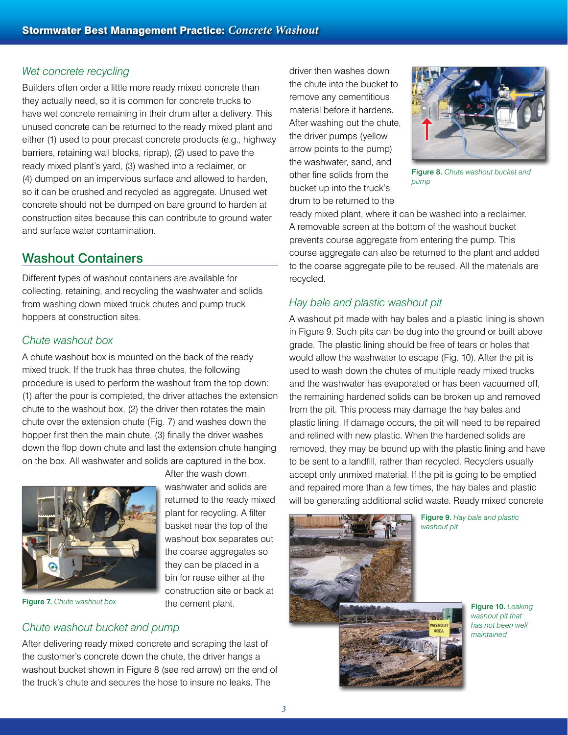### *Wet concrete recycling*

Builders often order a little more ready mixed concrete than they actually need, so it is common for concrete trucks to have wet concrete remaining in their drum after a delivery. This unused concrete can be returned to the ready mixed plant and either (1) used to pour precast concrete products (e.g., highway barriers, retaining wall blocks, riprap), (2) used to pave the ready mixed plant's yard, (3) washed into a reclaimer, or (4) dumped on an impervious surface and allowed to harden, so it can be crushed and recycled as aggregate. Unused wet concrete should not be dumped on bare ground to harden at construction sites because this can contribute to ground water and surface water contamination.

## Washout Containers

Different types of washout containers are available for collecting, retaining, and recycling the washwater and solids from washing down mixed truck chutes and pump truck hoppers at construction sites.

### *Chute washout box*

A chute washout box is mounted on the back of the ready mixed truck. If the truck has three chutes, the following procedure is used to perform the washout from the top down: (1) after the pour is completed, the driver attaches the extension chute to the washout box, (2) the driver then rotates the main chute over the extension chute (Fig. 7) and washes down the hopper first then the main chute, (3) finally the driver washes down the flop down chute and last the extension chute hanging on the box. All washwater and solids are captured in the box. After the wash down, washwater and solids are returned to the ready mixed plant for recycling. A filter basket near the top of the washout box separates out the coarse aggregates so they can be placed in a bin for reuse either at the construction site or back at the cement plant.

**Figure 7.** *Chute washout box*

### *Chute washout bucket and pump*

After delivering ready mixed concrete and scraping the last of the customer's concrete down the chute, the driver hangs a washout bucket shown in Figure 8 (see red arrow) on the end of the truck's chute and secures the hose to insure no leaks. The driver then washes down the chute into the bucket to remove any cementitious material before it hardens. After washing out the chute, the driver pumps (yellow arrow points to the pump) the washwater, sand, and other fine solids from the bucket up into the truck's drum to be returned to the ready mixed plant, where it can be washed into a reclaimer. A removable screen at the bottom of the washout bucket prevents course aggregate from entering the pump. This course aggregate can also be returned to the plant and added to the coarse aggregate pile to be reused. All the materials are recycled.

**Figure 8.** *Chute washout bucket and pump*

### *Hay bale and plastic washout pit*

A washout pit made with hay bales and a plastic lining is shown in Figure 9. Such pits can be dug into the ground or built above grade. The plastic lining should be free of tears or holes that would allow the washwater to escape (Fig. 10). After the pit is used to wash down the chutes of multiple ready mixed trucks and the washwater has evaporated or has been vacuumed off, the remaining hardened solids can be broken up and removed from the pit. This process may damage the hay bales and plastic lining. If damage occurs, the pit will need to be repaired and relined with new plastic. When the hardened solids are removed, they may be bound up with the plastic lining and have to be sent to a landfill, rather than recycled. Recyclers usually accept only unmixed material. If the pit is going to be emptied and repaired more than a few times, the hay bales and plastic will be generating additional solid waste. Ready mixed concrete

**Figure 9.** *Hay bale and plastic washout pit*

**Figure 10.** *Leaking washout pit that has not been well maintained*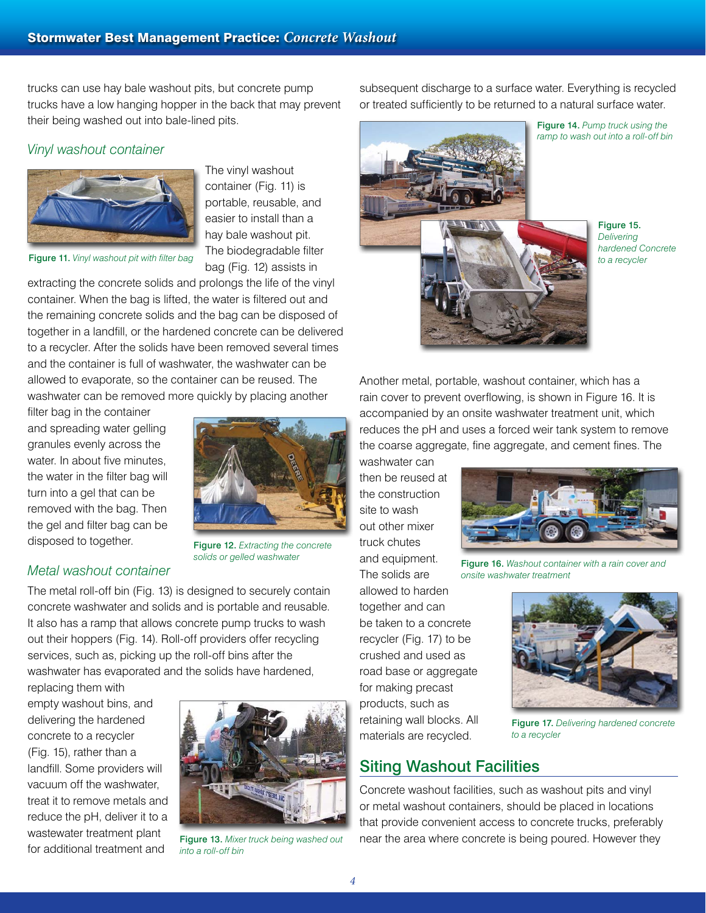trucks can use hay bale washout pits, but concrete pump trucks have a low hanging hopper in the back that may prevent their being washed out into bale-lined pits.

### *Vinyl washout container*

The vinyl washout container (Fig. 11) is portable, reusable, and easier to install than a hay bale washout pit. The biodegradable filter bag (Fig. 12) assists in extracting the concrete solids and prolongs the life of the vinyl container. When the bag is lifted, the water is filtered out and the remaining concrete solids and the bag can be disposed of together in a landfill, or the hardened concrete can be delivered to a recycler. After the solids have been removed several times and the container is full of washwater, the washwater can be allowed to evaporate, so the container can be reused. The washwater can be removed more quickly by placing another filter bag in the container and spreading water gelling granules evenly across the water. In about five minutes, the water in the filter bag will turn into a gel that can be removed with the bag. Then the gel and filter bag can be disposed to together.

**Figure 11.** *Vinyl washout pit with filter bag*

**Figure 12.** *Extracting the concrete solids or gelled washwater*

### *Metal washout container*

The metal roll-off bin (Fig. 13) is designed to securely contain concrete washwater and solids and is portable and reusable. It also has a ramp that allows concrete pump trucks to wash out their hoppers (Fig. 14). Roll-off providers offer recycling services, such as, picking up the roll-off bins after the washwater has evaporated and the solids have hardened, replacing them with empty washout bins, and delivering the hardened concrete to a recycler (Fig. 15), rather than a landfill. Some providers will vacuum off the washwater, treat it to remove metals and reduce the pH, deliver it to a wastewater treatment plant for additional treatment and subsequent discharge to a surface water. Everything is recycled or treated sufficiently to be returned to a natural surface water.

**Figure 13.** *Mixer truck being washed out into a roll-off bin*

**Figure 14.** *Pump truck using the ramp to wash out into a roll-off bin*

**Figure 15.** *Delivering hardened Concrete to a recycler*

Another metal, portable, washout container, which has a rain cover to prevent overflowing, is shown in Figure 16. It is accompanied by an onsite washwater treatment unit, which reduces the pH and uses a forced weir tank system to remove the coarse aggregate, fine aggregate, and cement fines. The washwater can then be reused at the construction site to wash out other mixer truck chutes and equipment. The solids are allowed to harden together and can be taken to a concrete recycler (Fig. 17) to be crushed and used as road base or aggregate for making precast products, such as retaining wall blocks. All materials are recycled.

**Figure 16.** *Washout container with a rain cover and onsite washwater treatment*

**Figure 17.** *Delivering hardened concrete to a recycler*

## Siting Washout Facilities

Concrete washout facilities, such as washout pits and vinyl or metal washout containers, should be placed in locations that provide convenient access to concrete trucks, preferably near the area where concrete is being poured. However they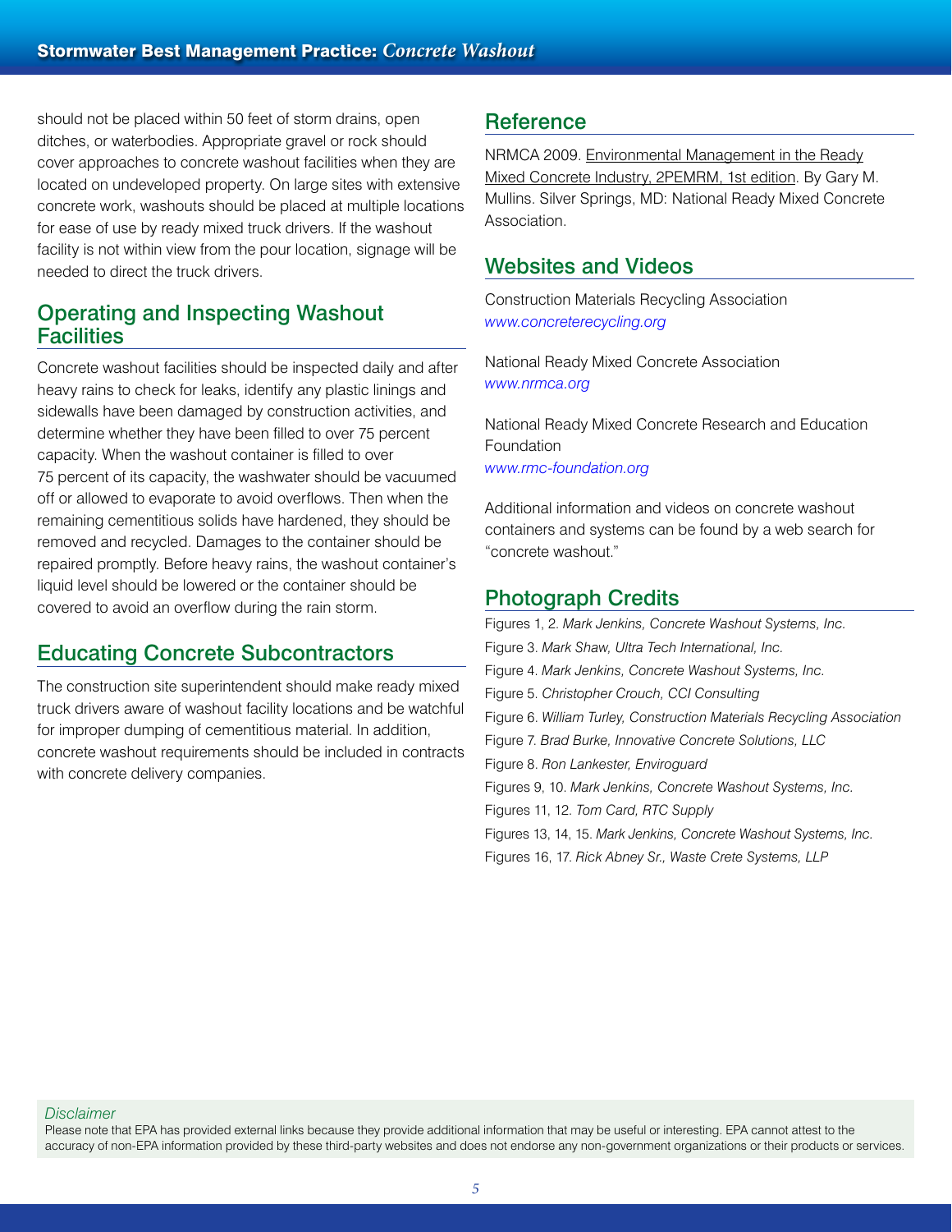should not be placed within 50 feet of storm drains, open ditches, or waterbodies. Appropriate gravel or rock should cover approaches to concrete washout facilities when they are located on undeveloped property. On large sites with extensive concrete work, washouts should be placed at multiple locations for ease of use by ready mixed truck drivers. If the washout facility is not within view from the pour location, signage will be needed to direct the truck drivers.

## Operating and Inspecting Washout Facilities

Concrete washout facilities should be inspected daily and after heavy rains to check for leaks, identify any plastic linings and sidewalls have been damaged by construction activities, and determine whether they have been filled to over 75 percent capacity. When the washout container is filled to over 75 percent of its capacity, the washwater should be vacuumed off or allowed to evaporate to avoid overflows. Then when the remaining cementitious solids have hardened, they should be removed and recycled. Damages to the container should be repaired promptly. Before heavy rains, the washout container's liquid level should be lowered or the container should be covered to avoid an overflow during the rain storm.

## Educating Concrete Subcontractors

The construction site superintendent should make ready mixed truck drivers aware of washout facility locations and be watchful for improper dumping of cementitious material. In addition, concrete washout requirements should be included in contracts with concrete delivery companies.

## Reference

NRMCA 2009. Environmental Management in the Ready Mixed Concrete Industry, 2PEMRM, 1st edition. By Gary M. Mullins. Silver Springs, MD: National Ready Mixed Concrete Association.

## Websites and Videos

Construction Materials Recycling Association
*www.concreterecycling.org*

National Ready Mixed Concrete Association
*www.nrmca.org*

National Ready Mixed Concrete Research and Education Foundation
*www.rmc-foundation.org*

Additional information and videos on concrete washout containers and systems can be found by a web search for "concrete washout."

## Photograph Credits

Figures 1, 2. *Mark Jenkins, Concrete Washout Systems, Inc.*
Figure 3. *Mark Shaw, Ultra Tech International, Inc.*
Figure 4. *Mark Jenkins, Concrete Washout Systems, Inc.*
Figure 5. *Christopher Crouch, CCI Consulting*
Figure 6. *William Turley, Construction Materials Recycling Association*
Figure 7. *Brad Burke, Innovative Concrete Solutions, LLC*
Figure 8. *Ron Lankester, Enviroguard*
Figures 9, 10. *Mark Jenkins, Concrete Washout Systems, Inc.*
Figures 11, 12. *Tom Card, RTC Supply*
Figures 13, 14, 15. *Mark Jenkins, Concrete Washout Systems, Inc.*
Figures 16, 17. *Rick Abney Sr., Waste Crete Systems, LLP*

*Disclaimer*
Please note that EPA has provided external links because they provide additional information that may be useful or interesting. EPA cannot attest to the accuracy of non-EPA information provided by these third-party websites and does not endorse any non-government organizations or their products or services.